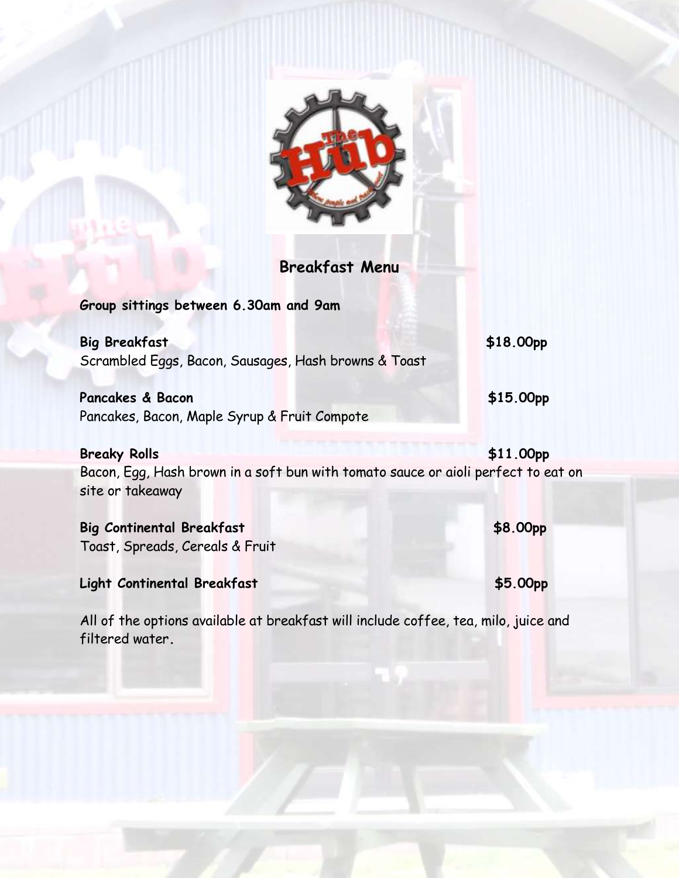## Breakfast Menu

**Group sittings between 6.30am and 9am**

**Big Breakfast** **$18.00pp**
Scrambled Eggs, Bacon, Sausages, Hash browns & Toast

**Pancakes & Bacon** **$15.00pp**
Pancakes, Bacon, Maple Syrup & Fruit Compote

**Breaky Rolls** **$11.00pp**
Bacon, Egg, Hash brown in a soft bun with tomato sauce or aioli perfect to eat on site or takeaway

**Big Continental Breakfast** **$8.00pp**
Toast, Spreads, Cereals & Fruit

**Light Continental Breakfast** **$5.00pp**

All of the options available at breakfast will include coffee, tea, milo, juice and filtered water.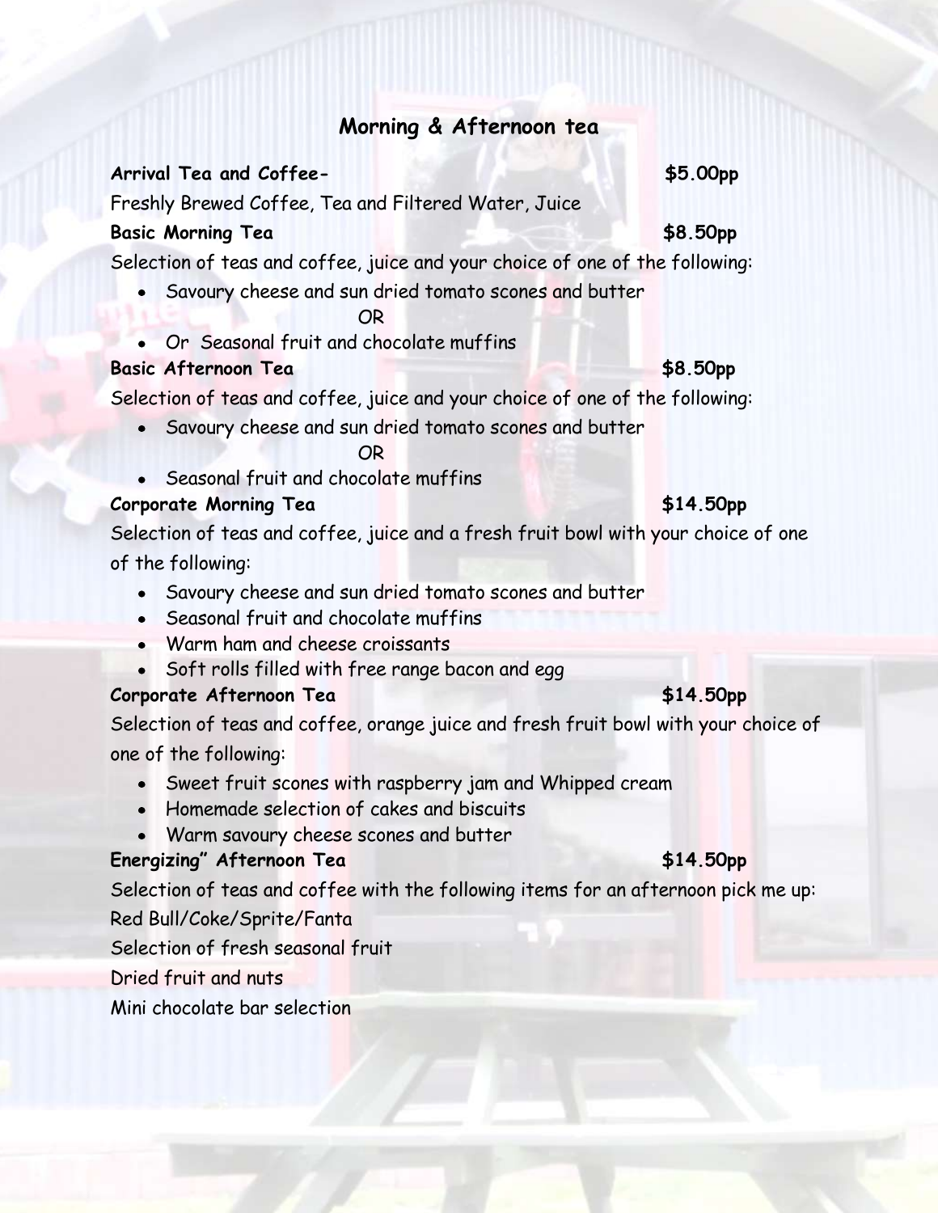## Morning & Afternoon tea

**Arrival Tea and Coffee-** **$5.00pp**

Freshly Brewed Coffee, Tea and Filtered Water, Juice

**Basic Morning Tea** **$8.50pp**

Selection of teas and coffee, juice and your choice of one of the following:

- Savoury cheese and sun dried tomato scones and butter

OR

- Or Seasonal fruit and chocolate muffins

**Basic Afternoon Tea** **$8.50pp**

Selection of teas and coffee, juice and your choice of one of the following:

- Savoury cheese and sun dried tomato scones and butter

OR

- Seasonal fruit and chocolate muffins

**Corporate Morning Tea** **$14.50pp**

Selection of teas and coffee, juice and a fresh fruit bowl with your choice of one of the following:

- Savoury cheese and sun dried tomato scones and butter
- Seasonal fruit and chocolate muffins
- Warm ham and cheese croissants
- Soft rolls filled with free range bacon and egg

**Corporate Afternoon Tea** **$14.50pp**

Selection of teas and coffee, orange juice and fresh fruit bowl with your choice of one of the following:

- Sweet fruit scones with raspberry jam and Whipped cream
- Homemade selection of cakes and biscuits
- Warm savoury cheese scones and butter

**Energizing" Afternoon Tea** **$14.50pp**

Selection of teas and coffee with the following items for an afternoon pick me up:

Red Bull/Coke/Sprite/Fanta

Selection of fresh seasonal fruit

Dried fruit and nuts

Mini chocolate bar selection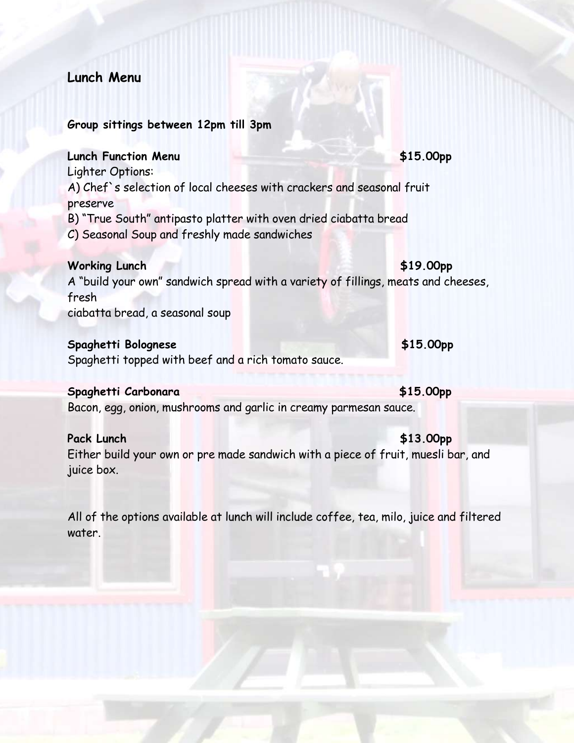## Lunch Menu

**Group sittings between 12pm till 3pm**

**Lunch Function Menu** **$15.00pp**

Lighter Options:

A) Chef`s selection of local cheeses with crackers and seasonal fruit preserve

B) "True South" antipasto platter with oven dried ciabatta bread

C) Seasonal Soup and freshly made sandwiches

**Working Lunch** **$19.00pp**

A "build your own" sandwich spread with a variety of fillings, meats and cheeses, fresh ciabatta bread, a seasonal soup

**Spaghetti Bolognese** **$15.00pp**

Spaghetti topped with beef and a rich tomato sauce.

**Spaghetti Carbonara** **$15.00pp**

Bacon, egg, onion, mushrooms and garlic in creamy parmesan sauce.

**Pack Lunch** **$13.00pp**

Either build your own or pre made sandwich with a piece of fruit, muesli bar, and juice box.

All of the options available at lunch will include coffee, tea, milo, juice and filtered water.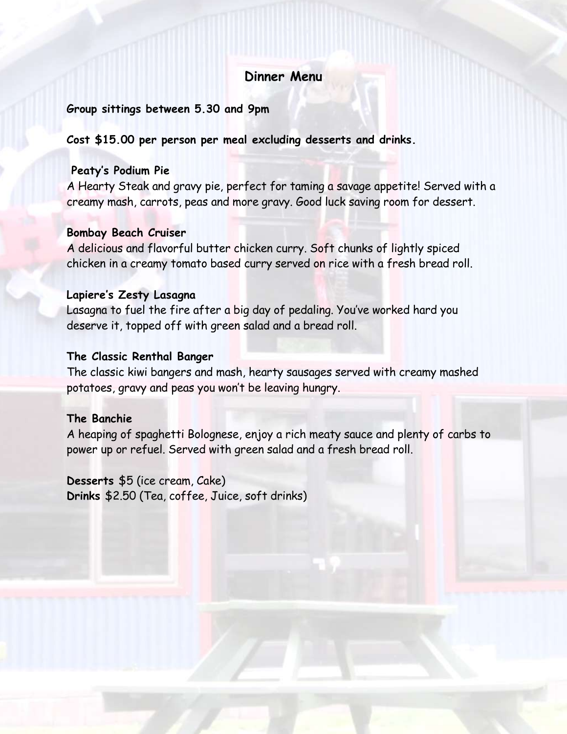## Dinner Menu

**Group sittings between 5.30 and 9pm**

**Cost $15.00 per person per meal excluding desserts and drinks.**

**Peaty's Podium Pie**
A Hearty Steak and gravy pie, perfect for taming a savage appetite! Served with a creamy mash, carrots, peas and more gravy. Good luck saving room for dessert.

**Bombay Beach Cruiser**
A delicious and flavorful butter chicken curry. Soft chunks of lightly spiced chicken in a creamy tomato based curry served on rice with a fresh bread roll.

**Lapiere's Zesty Lasagna**
Lasagna to fuel the fire after a big day of pedaling. You've worked hard you deserve it, topped off with green salad and a bread roll.

**The Classic Renthal Banger**
The classic kiwi bangers and mash, hearty sausages served with creamy mashed potatoes, gravy and peas you won't be leaving hungry.

**The Banchie**
A heaping of spaghetti Bolognese, enjoy a rich meaty sauce and plenty of carbs to power up or refuel. Served with green salad and a fresh bread roll.

**Desserts** $5 (ice cream, Cake)
**Drinks** $2.50 (Tea, coffee, Juice, soft drinks)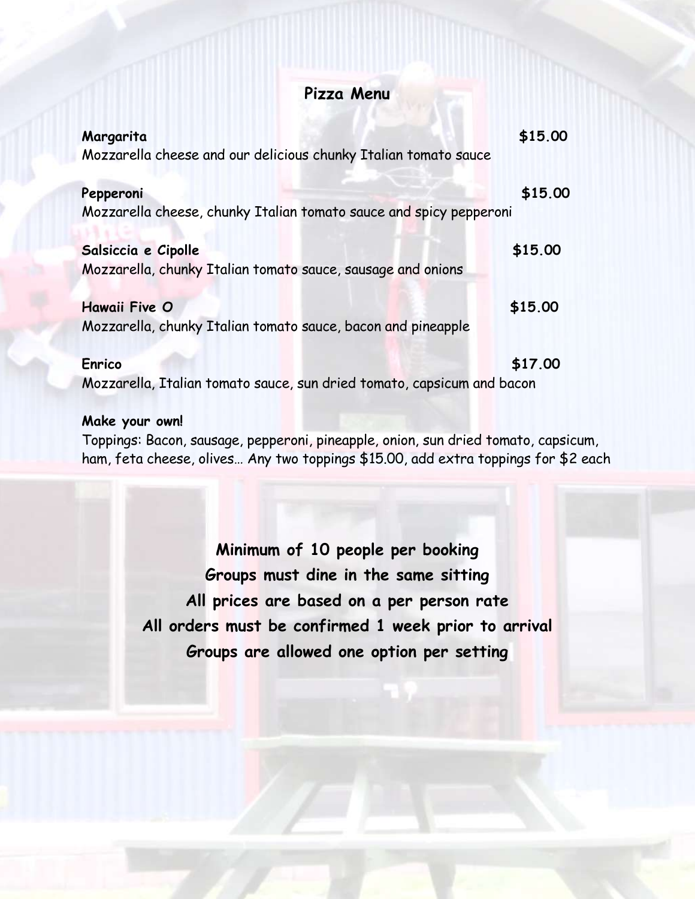## Pizza Menu

**Margarita** **$15.00**
Mozzarella cheese and our delicious chunky Italian tomato sauce

**Pepperoni** **$15.00**
Mozzarella cheese, chunky Italian tomato sauce and spicy pepperoni

**Salsiccia e Cipolle** **$15.00**
Mozzarella, chunky Italian tomato sauce, sausage and onions

**Hawaii Five O** **$15.00**
Mozzarella, chunky Italian tomato sauce, bacon and pineapple

**Enrico** **$17.00**
Mozzarella, Italian tomato sauce, sun dried tomato, capsicum and bacon

**Make your own!**
Toppings: Bacon, sausage, pepperoni, pineapple, onion, sun dried tomato, capsicum, ham, feta cheese, olives… Any two toppings $15.00, add extra toppings for $2 each

**Minimum of 10 people per booking**
**Groups must dine in the same sitting**
**All prices are based on a per person rate**
**All orders must be confirmed 1 week prior to arrival**
**Groups are allowed one option per setting**